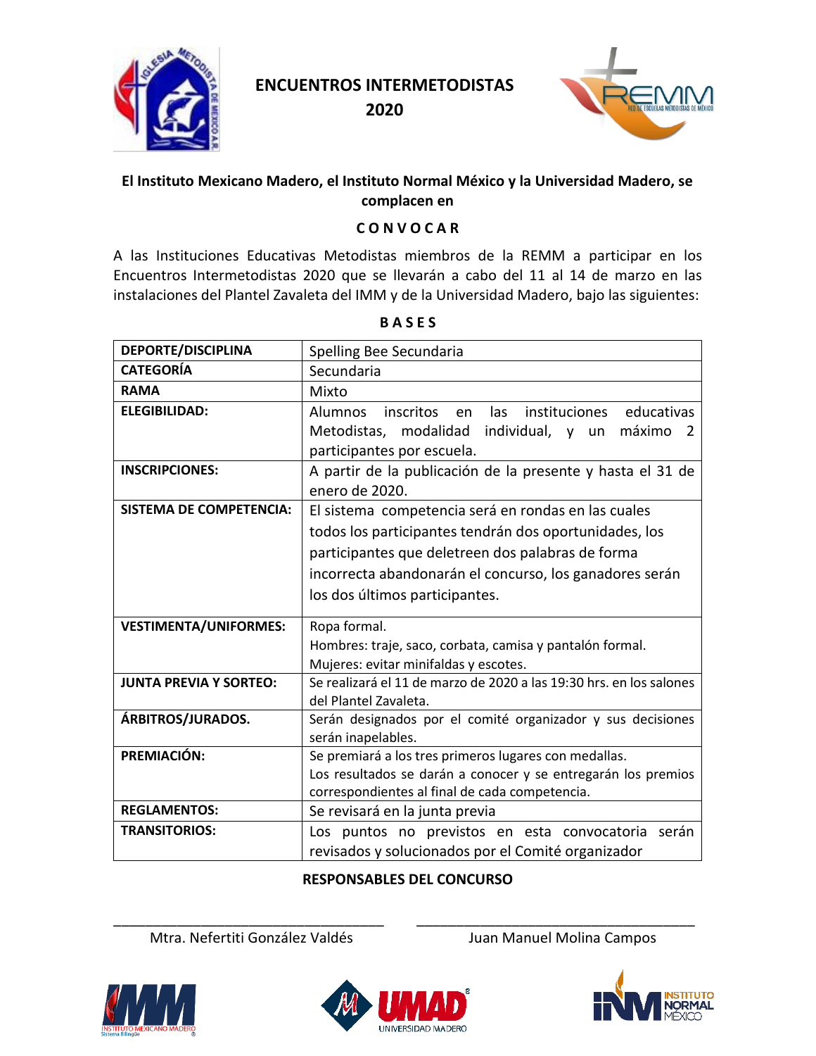# ENCUENTROS INTERMETODISTAS 2020

**El Instituto Mexicano Madero, el Instituto Normal México y la Universidad Madero, se complacen en**

**C O N V O C A R**

A las Instituciones Educativas Metodistas miembros de la REMM a participar en los Encuentros Intermetodistas 2020 que se llevarán a cabo del 11 al 14 de marzo en las instalaciones del Plantel Zavaleta del IMM y de la Universidad Madero, bajo las siguientes:

**B A S E S**

| DEPORTE/DISCIPLINA | Spelling Bee Secundaria |
|---|---|
| **CATEGORÍA** | Secundaria |
| **RAMA** | Mixto |
| **ELEGIBILIDAD:** | Alumnos inscritos en las instituciones educativas Metodistas, modalidad individual, y un máximo 2 participantes por escuela. |
| **INSCRIPCIONES:** | A partir de la publicación de la presente y hasta el 31 de enero de 2020. |
| **SISTEMA DE COMPETENCIA:** | El sistema competencia será en rondas en las cuales todos los participantes tendrán dos oportunidades, los participantes que deletreen dos palabras de forma incorrecta abandonarán el concurso, los ganadores serán los dos últimos participantes. |
| **VESTIMENTA/UNIFORMES:** | Ropa formal. Hombres: traje, saco, corbata, camisa y pantalón formal. Mujeres: evitar minifaldas y escotes. |
| **JUNTA PREVIA Y SORTEO:** | Se realizará el 11 de marzo de 2020 a las 19:30 hrs. en los salones del Plantel Zavaleta. |
| **ÁRBITROS/JURADOS.** | Serán designados por el comité organizador y sus decisiones serán inapelables. |
| **PREMIACIÓN:** | Se premiará a los tres primeros lugares con medallas. Los resultados se darán a conocer y se entregarán los premios correspondientes al final de cada competencia. |
| **REGLAMENTOS:** | Se revisará en la junta previa |
| **TRANSITORIOS:** | Los puntos no previstos en esta convocatoria serán revisados y solucionados por el Comité organizador |

**RESPONSABLES DEL CONCURSO**

\_\_\_\_\_\_\_\_\_\_\_\_\_\_\_\_\_\_\_\_\_\_\_\_\_\_\_\_\_\_
Mtra. Nefertiti González Valdés

\_\_\_\_\_\_\_\_\_\_\_\_\_\_\_\_\_\_\_\_\_\_\_\_\_\_\_\_\_\_
Juan Manuel Molina Campos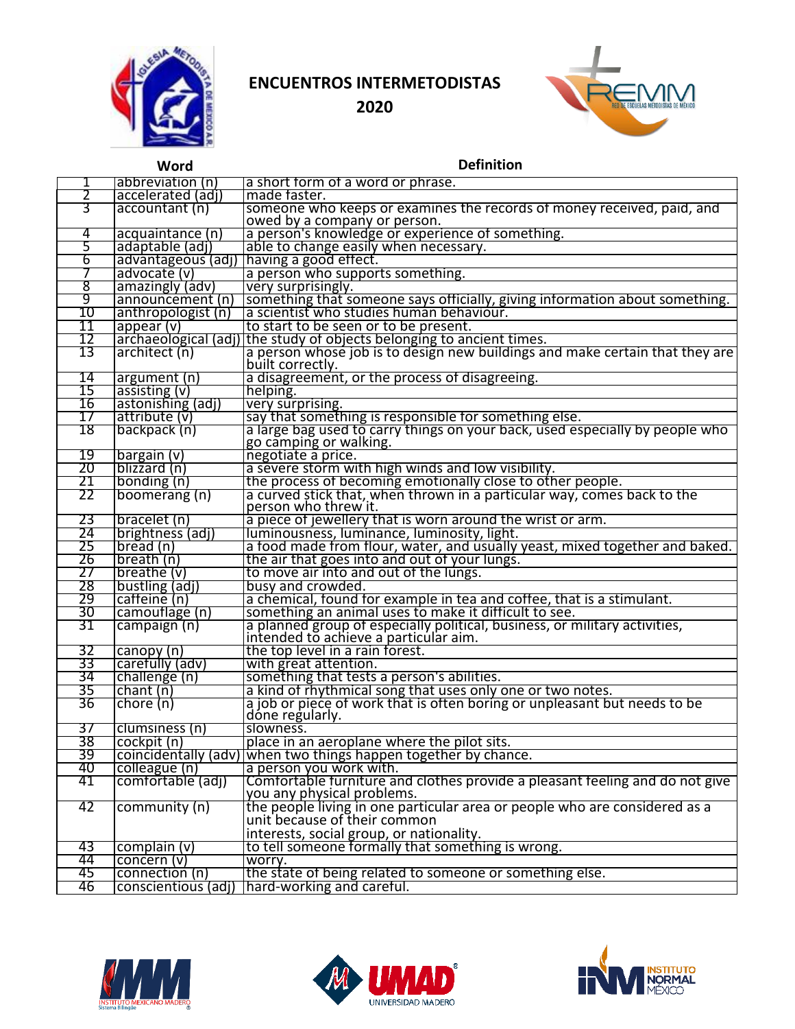## ENCUENTROS INTERMETODISTAS 2020

| | Word | Definition |
|---|---|---|
| 1 | abbreviation (n) | a short form of a word or phrase. |
| 2 | accelerated (adj) | made faster. |
| 3 | accountant (n) | someone who keeps or examines the records of money received, paid, and owed by a company or person. |
| 4 | acquaintance (n) | a person's knowledge or experience of something. |
| 5 | adaptable (adj) | able to change easily when necessary. |
| 6 | advantageous (adj) | having a good effect. |
| 7 | advocate (v) | a person who supports something. |
| 8 | amazingly (adv) | very surprisingly. |
| 9 | announcement (n) | something that someone says officially, giving information about something. |
| 10 | anthropologist (n) | a scientist who studies human behaviour. |
| 11 | appear (v) | to start to be seen or to be present. |
| 12 | archaeological (adj) | the study of objects belonging to ancient times. |
| 13 | architect (n) | a person whose job is to design new buildings and make certain that they are built correctly. |
| 14 | argument (n) | a disagreement, or the process of disagreeing. |
| 15 | assisting (v) | helping. |
| 16 | astonishing (adj) | very surprising. |
| 17 | attribute (v) | say that something is responsible for something else. |
| 18 | backpack (n) | a large bag used to carry things on your back, used especially by people who go camping or walking. |
| 19 | bargain (v) | negotiate a price. |
| 20 | blizzard (n) | a severe storm with high winds and low visibility. |
| 21 | bonding (n) | the process of becoming emotionally close to other people. |
| 22 | boomerang (n) | a curved stick that, when thrown in a particular way, comes back to the person who threw it. |
| 23 | bracelet (n) | a piece of jewellery that is worn around the wrist or arm. |
| 24 | brightness (adj) | luminousness, luminance, luminosity, light. |
| 25 | bread (n) | a food made from flour, water, and usually yeast, mixed together and baked. |
| 26 | breath (n) | the air that goes into and out of your lungs. |
| 27 | breathe (v) | to move air into and out of the lungs. |
| 28 | bustling (adj) | busy and crowded. |
| 29 | caffeine (n) | a chemical, found for example in tea and coffee, that is a stimulant. |
| 30 | camouflage (n) | something an animal uses to make it difficult to see. |
| 31 | campaign (n) | a planned group of especially political, business, or military activities, intended to achieve a particular aim. |
| 32 | canopy (n) | the top level in a rain forest. |
| 33 | carefully (adv) | with great attention. |
| 34 | challenge (n) | something that tests a person's abilities. |
| 35 | chant (n) | a kind of rhythmical song that uses only one or two notes. |
| 36 | chore (n) | a job or piece of work that is often boring or unpleasant but needs to be done regularly. |
| 37 | clumsiness (n) | slowness. |
| 38 | cockpit (n) | place in an aeroplane where the pilot sits. |
| 39 | coincidentally (adv) | when two things happen together by chance. |
| 40 | colleague (n) | a person you work with. |
| 41 | comfortable (adj) | Comfortable furniture and clothes provide a pleasant feeling and do not give you any physical problems. |
| 42 | community (n) | the people living in one particular area or people who are considered as a unit because of their common interests, social group, or nationality. |
| 43 | complain (v) | to tell someone formally that something is wrong. |
| 44 | concern (v) | worry. |
| 45 | connection (n) | the state of being related to someone or something else. |
| 46 | conscientious (adj) | hard-working and careful. |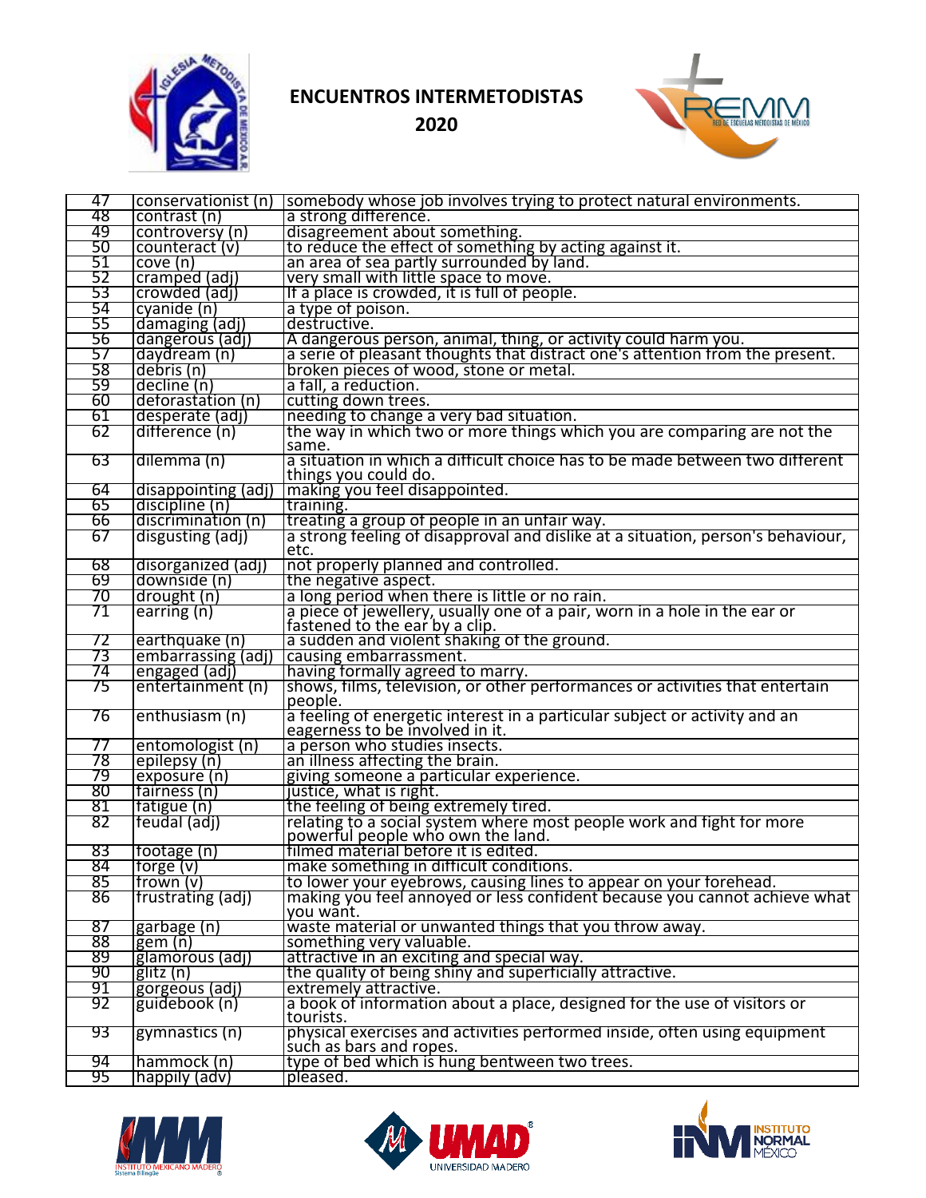# ENCUENTROS INTERMETODISTAS 2020

| | | |
|---|---|---|
| 47 | conservationist (n) | somebody whose job involves trying to protect natural environments. |
| 48 | contrast (n) | a strong difference. |
| 49 | controversy (n) | disagreement about something. |
| 50 | counteract (v) | to reduce the effect of something by acting against it. |
| 51 | cove (n) | an area of sea partly surrounded by land. |
| 52 | cramped (adj) | very small with little space to move. |
| 53 | crowded (adj) | If a place is crowded, it is full of people. |
| 54 | cyanide (n) | a type of poison. |
| 55 | damaging (adj) | destructive. |
| 56 | dangerous (adj) | A dangerous person, animal, thing, or activity could harm you. |
| 57 | daydream (n) | a serie of pleasant thoughts that distract one's attention from the present. |
| 58 | debris (n) | broken pieces of wood, stone or metal. |
| 59 | decline (n) | a fall, a reduction. |
| 60 | deforastation (n) | cutting down trees. |
| 61 | desperate (adj) | needing to change a very bad situation. |
| 62 | difference (n) | the way in which two or more things which you are comparing are not the same. |
| 63 | dilemma (n) | a situation in which a difficult choice has to be made between two different things you could do. |
| 64 | disappointing (adj) | making you feel disappointed. |
| 65 | discipline (n) | training. |
| 66 | discrimination (n) | treating a group of people in an unfair way. |
| 67 | disgusting (adj) | a strong feeling of disapproval and dislike at a situation, person's behaviour, etc. |
| 68 | disorganized (adj) | not properly planned and controlled. |
| 69 | downside (n) | the negative aspect. |
| 70 | drought (n) | a long period when there is little or no rain. |
| 71 | earring (n) | a piece of jewellery, usually one of a pair, worn in a hole in the ear or fastened to the ear by a clip. |
| 72 | earthquake (n) | a sudden and violent shaking of the ground. |
| 73 | embarrassing (adj) | causing embarrassment. |
| 74 | engaged (adj) | having formally agreed to marry. |
| 75 | entertainment (n) | shows, films, television, or other performances or activities that entertain people. |
| 76 | enthusiasm (n) | a feeling of energetic interest in a particular subject or activity and an eagerness to be involved in it. |
| 77 | entomologist (n) | a person who studies insects. |
| 78 | epilepsy (n) | an illness affecting the brain. |
| 79 | exposure (n) | giving someone a particular experience. |
| 80 | fairness (n) | justice, what is right. |
| 81 | fatigue (n) | the feeling of being extremely tired. |
| 82 | feudal (adj) | relating to a social system where most people work and fight for more powerful people who own the land. |
| 83 | footage (n) | filmed material before it is edited. |
| 84 | forge (v) | make something in difficult conditions. |
| 85 | frown (v) | to lower your eyebrows, causing lines to appear on your forehead. |
| 86 | frustrating (adj) | making you feel annoyed or less confident because you cannot achieve what you want. |
| 87 | garbage (n) | waste material or unwanted things that you throw away. |
| 88 | gem (n) | something very valuable. |
| 89 | glamorous (adj) | attractive in an exciting and special way. |
| 90 | glitz (n) | the quality of being shiny and superficially attractive. |
| 91 | gorgeous (adj) | extremely attractive. |
| 92 | guidebook (n) | a book of information about a place, designed for the use of visitors or tourists. |
| 93 | gymnastics (n) | physical exercises and activities performed inside, often using equipment such as bars and ropes. |
| 94 | hammock (n) | type of bed which is hung bentween two trees. |
| 95 | happily (adv) | pleased. |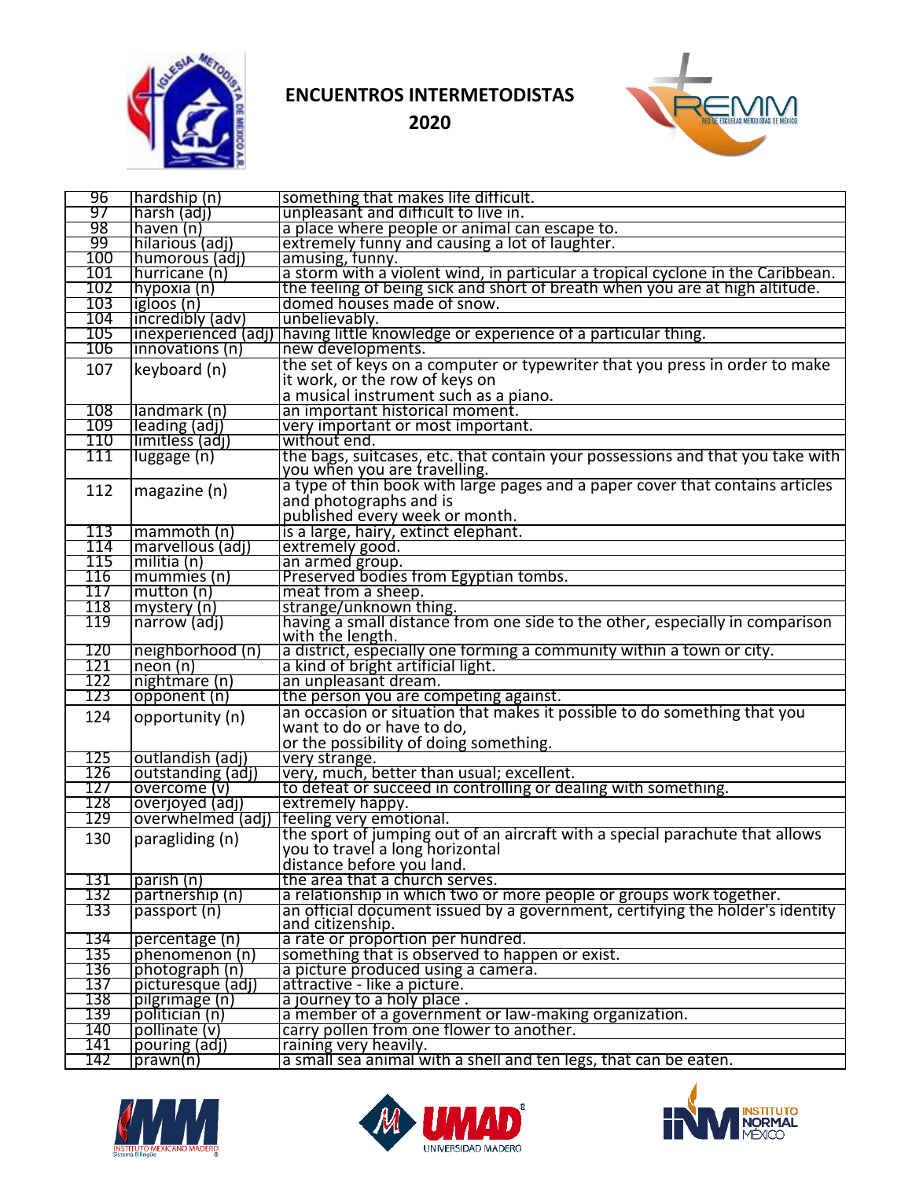**ENCUENTROS INTERMETODISTAS**

**2020**

| 96 | hardship (n) | something that makes life difficult. |
|---|---|---|
| 97 | harsh (adj) | unpleasant and difficult to live in. |
| 98 | haven (n) | a place where people or animal can escape to. |
| 99 | hilarious (adj) | extremely funny and causing a lot of laughter. |
| 100 | humorous (adj) | amusing, funny. |
| 101 | hurricane (n) | a storm with a violent wind, in particular a tropical cyclone in the Caribbean. |
| 102 | hypoxia (n) | the feeling of being sick and short of breath when you are at high altitude. |
| 103 | igloos (n) | domed houses made of snow. |
| 104 | incredibly (adv) | unbelievably. |
| 105 | inexperienced (adj) | having little knowledge or experience of a particular thing. |
| 106 | innovations (n) | new developments. |
| 107 | keyboard (n) | the set of keys on a computer or typewriter that you press in order to make it work, or the row of keys on a musical instrument such as a piano. |
| 108 | landmark (n) | an important historical moment. |
| 109 | leading (adj) | very important or most important. |
| 110 | limitless (adj) | without end. |
| 111 | luggage (n) | the bags, suitcases, etc. that contain your possessions and that you take with you when you are travelling. |
| 112 | magazine (n) | a type of thin book with large pages and a paper cover that contains articles and photographs and is published every week or month. |
| 113 | mammoth (n) | is a large, hairy, extinct elephant. |
| 114 | marvellous (adj) | extremely good. |
| 115 | militia (n) | an armed group. |
| 116 | mummies (n) | Preserved bodies from Egyptian tombs. |
| 117 | mutton (n) | meat from a sheep. |
| 118 | mystery (n) | strange/unknown thing. |
| 119 | narrow (adj) | having a small distance from one side to the other, especially in comparison with the length. |
| 120 | neighborhood (n) | a district, especially one forming a community within a town or city. |
| 121 | neon (n) | a kind of bright artificial light. |
| 122 | nightmare (n) | an unpleasant dream. |
| 123 | opponent (n) | the person you are competing against. |
| 124 | opportunity (n) | an occasion or situation that makes it possible to do something that you want to do or have to do, or the possibility of doing something. |
| 125 | outlandish (adj) | very strange. |
| 126 | outstanding (adj) | very, much, better than usual; excellent. |
| 127 | overcome (v) | to defeat or succeed in controlling or dealing with something. |
| 128 | overjoyed (adj) | extremely happy. |
| 129 | overwhelmed (adj) | feeling very emotional. |
| 130 | paragliding (n) | the sport of jumping out of an aircraft with a special parachute that allows you to travel a long horizontal distance before you land. |
| 131 | parish (n) | the area that a church serves. |
| 132 | partnership (n) | a relationship in which two or more people or groups work together. |
| 133 | passport (n) | an official document issued by a government, certifying the holder's identity and citizenship. |
| 134 | percentage (n) | a rate or proportion per hundred. |
| 135 | phenomenon (n) | something that is observed to happen or exist. |
| 136 | photograph (n) | a picture produced using a camera. |
| 137 | picturesque (adj) | attractive - like a picture. |
| 138 | pilgrimage (n) | a journey to a holy place . |
| 139 | politician (n) | a member of a government or law-making organization. |
| 140 | pollinate (v) | carry pollen from one flower to another. |
| 141 | pouring (adj) | raining very heavily. |
| 142 | prawn(n) | a small sea animal with a shell and ten legs, that can be eaten. |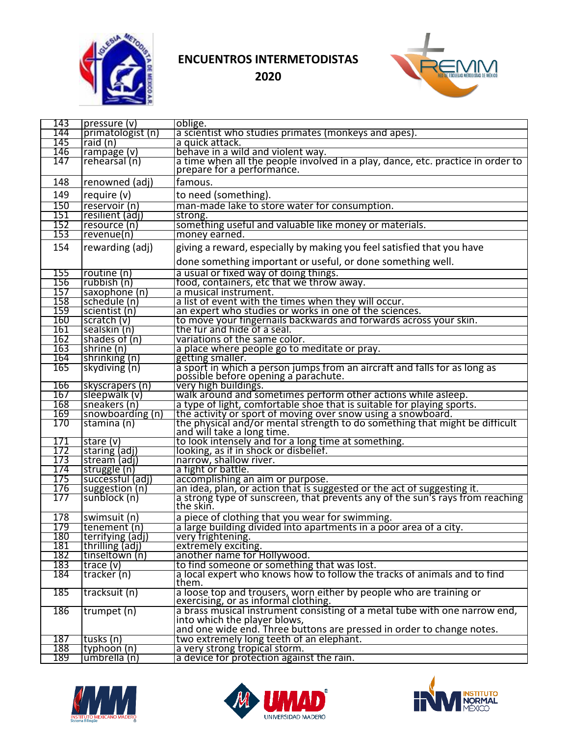**ENCUENTROS INTERMETODISTAS**

**2020**

| | | |
|---|---|---|
| 143 | pressure (v) | oblige. |
| 144 | primatologist (n) | a scientist who studies primates (monkeys and apes). |
| 145 | raid (n) | a quick attack. |
| 146 | rampage (v) | behave in a wild and violent way. |
| 147 | rehearsal (n) | a time when all the people involved in a play, dance, etc. practice in order to prepare for a performance. |
| 148 | renowned (adj) | famous. |
| 149 | require (v) | to need (something). |
| 150 | reservoir (n) | man-made lake to store water for consumption. |
| 151 | resilient (adj) | strong. |
| 152 | resource (n) | something useful and valuable like money or materials. |
| 153 | revenue(n) | money earned. |
| 154 | rewarding (adj) | giving a reward, especially by making you feel satisfied that you have done something important or useful, or done something well. |
| 155 | routine (n) | a usual or fixed way of doing things. |
| 156 | rubbish (n) | food, containers, etc that we throw away. |
| 157 | saxophone (n) | a musical instrument. |
| 158 | schedule (n) | a list of event with the times when they will occur. |
| 159 | scientist (n) | an expert who studies or works in one of the sciences. |
| 160 | scratch (v) | to move your fingernails backwards and forwards across your skin. |
| 161 | sealskin (n) | the fur and hide of a seal. |
| 162 | shades of (n) | variations of the same color. |
| 163 | shrine (n) | a place where people go to meditate or pray. |
| 164 | shrinking (n) | getting smaller. |
| 165 | skydiving (n) | a sport in which a person jumps from an aircraft and falls for as long as possible before opening a parachute. |
| 166 | skyscrapers (n) | very high buildings. |
| 167 | sleepwalk (v) | walk around and sometimes perform other actions while asleep. |
| 168 | sneakers (n) | a type of light, comfortable shoe that is suitable for playing sports. |
| 169 | snowboarding (n) | the activity or sport of moving over snow using a snowboard. |
| 170 | stamina (n) | the physical and/or mental strength to do something that might be difficult and will take a long time. |
| 171 | stare (v) | to look intensely and for a long time at something. |
| 172 | staring (adj) | looking, as if in shock or disbelief. |
| 173 | stream (adj) | narrow, shallow river. |
| 174 | struggle (n) | a fight or battle. |
| 175 | successful (adj) | accomplishing an aim or purpose. |
| 176 | suggestion (n) | an idea, plan, or action that is suggested or the act of suggesting it. |
| 177 | sunblock (n) | a strong type of sunscreen, that prevents any of the sun's rays from reaching the skin. |
| 178 | swimsuit (n) | a piece of clothing that you wear for swimming. |
| 179 | tenement (n) | a large building divided into apartments in a poor area of a city. |
| 180 | terrifying (adj) | very frightening. |
| 181 | thrilling (adj) | extremely exciting. |
| 182 | tinseltown (n) | another name for Hollywood. |
| 183 | trace (v) | to find someone or something that was lost. |
| 184 | tracker (n) | a local expert who knows how to follow the tracks of animals and to find them. |
| 185 | tracksuit (n) | a loose top and trousers, worn either by people who are training or exercising, or as informal clothing. |
| 186 | trumpet (n) | a brass musical instrument consisting of a metal tube with one narrow end, into which the player blows, and one wide end. Three buttons are pressed in order to change notes. |
| 187 | tusks (n) | two extremely long teeth of an elephant. |
| 188 | typhoon (n) | a very strong tropical storm. |
| 189 | umbrella (n) | a device for protection against the rain. |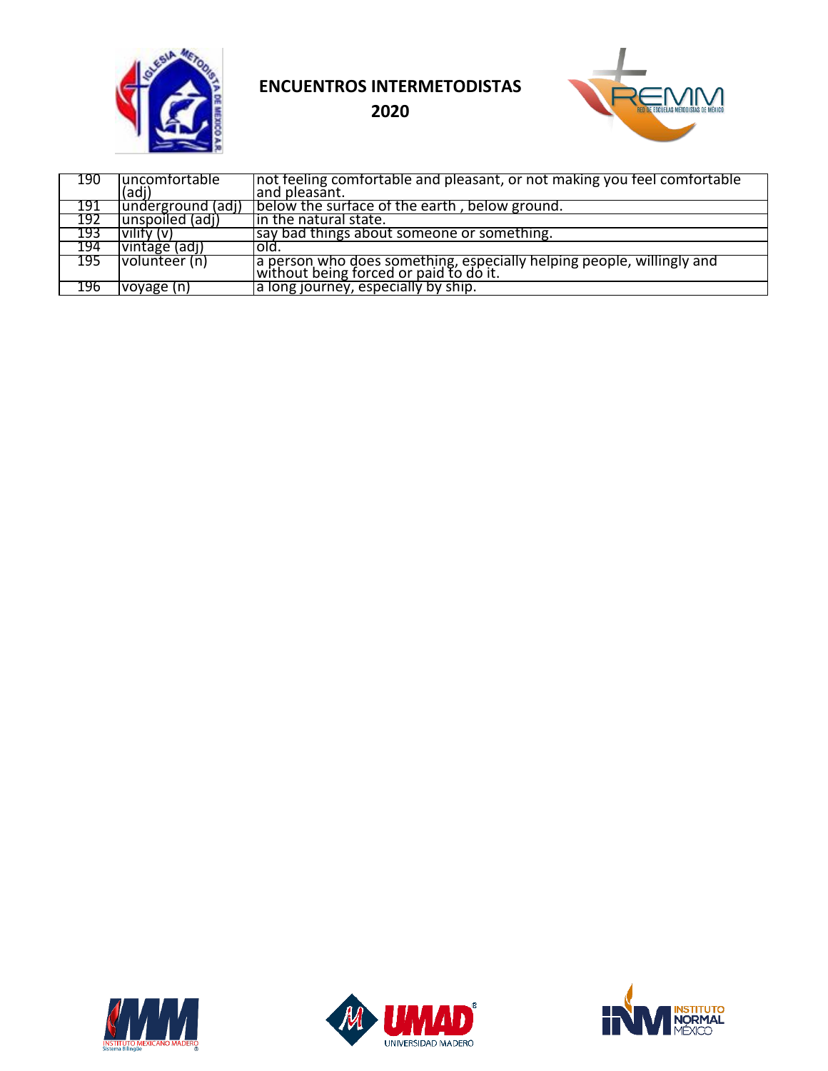| | | |
|---|---|---|
| 190 | uncomfortable (adj) | not feeling comfortable and pleasant, or not making you feel comfortable and pleasant. |
| 191 | underground (adj) | below the surface of the earth , below ground. |
| 192 | unspoiled (adj) | in the natural state. |
| 193 | vilify (v) | say bad things about someone or something. |
| 194 | vintage (adj) | old. |
| 195 | volunteer (n) | a person who does something, especially helping people, willingly and without being forced or paid to do it. |
| 196 | voyage (n) | a long journey, especially by ship. |